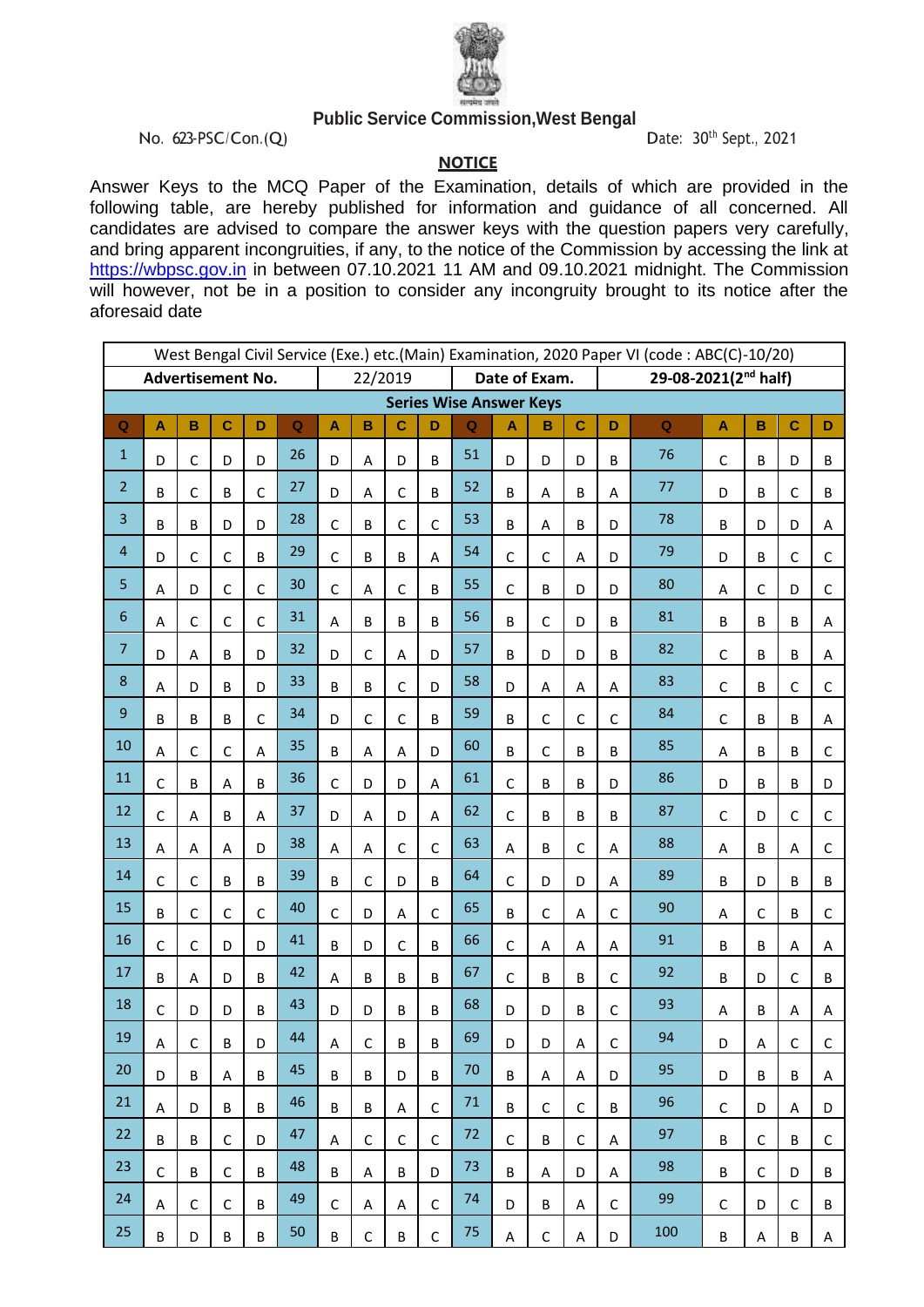**Public Service Commission,West Bengal**

No. 623-PSC/Con.(Q) Date: 30th Sept., 2021

**NOTICE**

Answer Keys to the MCQ Paper of the Examination, details of which are provided in the following table, are hereby published for information and guidance of all concerned. All candidates are advised to compare the answer keys with the question papers very carefully, and bring apparent incongruities, if any, to the notice of the Commission by accessing the link at https://wbpsc.gov.in in between 07.10.2021 11 AM and 09.10.2021 midnight. The Commission will however, not be in a position to consider any incongruity brought to its notice after the aforesaid date

| West Bengal Civil Service (Exe.) etc.(Main) Examination, 2020 Paper VI (code : ABC(C)-10/20) | | | | | | | | | | | | | | | | | | | |
|---|---|---|---|---|---|---|---|---|---|---|---|---|---|---|---|---|---|---|---|
| **Advertisement No.** | | | | | 22/2019 | | | | | **Date of Exam.** | | | | | **29-08-2021(2nd half)** | | | | |
| **Series Wise Answer Keys** | | | | | | | | | | | | | | | | | | | |
| **Q** | **A** | **B** | **C** | **D** | **Q** | **A** | **B** | **C** | **D** | **Q** | **A** | **B** | **C** | **D** | **Q** | **A** | **B** | **C** | **D** |
| 1 | D | C | D | D | 26 | D | A | D | B | 51 | D | D | D | B | 76 | C | B | D | B |
| 2 | B | C | B | C | 27 | D | A | C | B | 52 | B | A | B | A | 77 | D | B | C | B |
| 3 | B | B | D | D | 28 | C | B | C | C | 53 | B | A | B | D | 78 | B | D | D | A |
| 4 | D | C | C | B | 29 | C | B | B | A | 54 | C | C | A | D | 79 | D | B | C | C |
| 5 | A | D | C | C | 30 | C | A | C | B | 55 | C | B | D | D | 80 | A | C | D | C |
| 6 | A | C | C | C | 31 | A | B | B | B | 56 | B | C | D | B | 81 | B | B | B | A |
| 7 | D | A | B | D | 32 | D | C | A | D | 57 | B | D | D | B | 82 | C | B | B | A |
| 8 | A | D | B | D | 33 | B | B | C | D | 58 | D | A | A | A | 83 | C | B | C | C |
| 9 | B | B | B | C | 34 | D | C | C | B | 59 | B | C | C | C | 84 | C | B | B | A |
| 10 | A | C | C | A | 35 | B | A | A | D | 60 | B | C | B | B | 85 | A | B | B | C |
| 11 | C | B | A | B | 36 | C | D | D | A | 61 | C | B | B | D | 86 | D | B | B | D |
| 12 | C | A | B | A | 37 | D | A | D | A | 62 | C | B | B | B | 87 | C | D | C | C |
| 13 | A | A | A | D | 38 | A | A | C | C | 63 | A | B | C | A | 88 | A | B | A | C |
| 14 | C | C | B | B | 39 | B | C | D | B | 64 | C | D | D | A | 89 | B | D | B | B |
| 15 | B | C | C | C | 40 | C | D | A | C | 65 | B | C | A | C | 90 | A | C | B | C |
| 16 | C | C | D | D | 41 | B | D | C | B | 66 | C | A | A | A | 91 | B | B | A | A |
| 17 | B | A | D | B | 42 | A | B | B | B | 67 | C | B | B | C | 92 | B | D | C | B |
| 18 | C | D | D | B | 43 | D | D | B | B | 68 | D | D | B | C | 93 | A | B | A | A |
| 19 | A | C | B | D | 44 | A | C | B | B | 69 | D | D | A | C | 94 | D | A | C | C |
| 20 | D | B | A | B | 45 | B | B | D | B | 70 | B | A | A | D | 95 | D | B | B | A |
| 21 | A | D | B | B | 46 | B | B | A | C | 71 | B | C | C | B | 96 | C | D | A | D |
| 22 | B | B | C | D | 47 | A | C | C | C | 72 | C | B | C | A | 97 | B | C | B | C |
| 23 | C | B | C | B | 48 | B | A | B | D | 73 | B | A | D | A | 98 | B | C | D | B |
| 24 | A | C | C | B | 49 | C | A | A | C | 74 | D | B | A | C | 99 | C | D | C | B |
| 25 | B | D | B | B | 50 | B | C | B | C | 75 | A | C | A | D | 100 | B | A | B | A |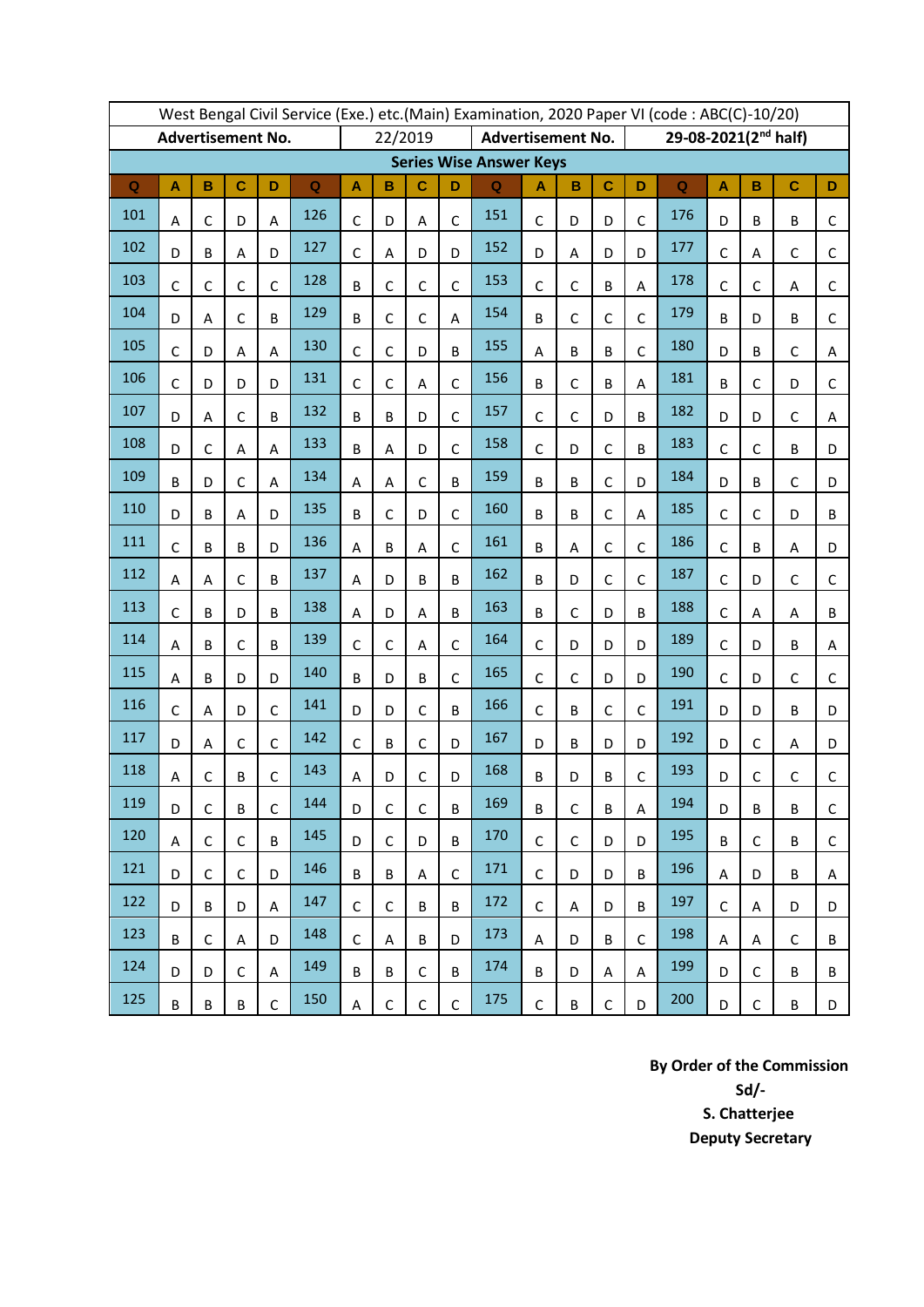| West Bengal Civil Service (Exe.) etc.(Main) Examination, 2020 Paper VI (code : ABC(C)-10/20) | | | | | | | | | | | | | | | | | | | |
|---|---|---|---|---|---|---|---|---|---|---|---|---|---|---|---|---|---|---|---|
| **Advertisement No.** | | | | | 22/2019 | | | | | **Advertisement No.** | | | | | **29-08-2021(2nd half)** | | | | |
| **Series Wise Answer Keys** | | | | | | | | | | | | | | | | | | | |
| **Q** | **A** | **B** | **C** | **D** | **Q** | **A** | **B** | **C** | **D** | **Q** | **A** | **B** | **C** | **D** | **Q** | **A** | **B** | **C** | **D** |
| 101 | A | C | D | A | 126 | C | D | A | C | 151 | C | D | D | C | 176 | D | B | B | C |
| 102 | D | B | A | D | 127 | C | A | D | D | 152 | D | A | D | D | 177 | C | A | C | C |
| 103 | C | C | C | C | 128 | B | C | C | C | 153 | C | C | B | A | 178 | C | C | A | C |
| 104 | D | A | C | B | 129 | B | C | C | A | 154 | B | C | C | C | 179 | B | D | B | C |
| 105 | C | D | A | A | 130 | C | C | D | B | 155 | A | B | B | C | 180 | D | B | C | A |
| 106 | C | D | D | D | 131 | C | C | A | C | 156 | B | C | B | A | 181 | B | C | D | C |
| 107 | D | A | C | B | 132 | B | B | D | C | 157 | C | C | D | B | 182 | D | D | C | A |
| 108 | D | C | A | A | 133 | B | A | D | C | 158 | C | D | C | B | 183 | C | C | B | D |
| 109 | B | D | C | A | 134 | A | A | C | B | 159 | B | B | C | D | 184 | D | B | C | D |
| 110 | D | B | A | D | 135 | B | C | D | C | 160 | B | B | C | A | 185 | C | C | D | B |
| 111 | C | B | B | D | 136 | A | B | A | C | 161 | B | A | C | C | 186 | C | B | A | D |
| 112 | A | A | C | B | 137 | A | D | B | B | 162 | B | D | C | C | 187 | C | D | C | C |
| 113 | C | B | D | B | 138 | A | D | A | B | 163 | B | C | D | B | 188 | C | A | A | B |
| 114 | A | B | C | B | 139 | C | C | A | C | 164 | C | D | D | D | 189 | C | D | B | A |
| 115 | A | B | D | D | 140 | B | D | B | C | 165 | C | C | D | D | 190 | C | D | C | C |
| 116 | C | A | D | C | 141 | D | D | C | B | 166 | C | B | C | C | 191 | D | D | B | D |
| 117 | D | A | C | C | 142 | C | B | C | D | 167 | D | B | D | D | 192 | D | C | A | D |
| 118 | A | C | B | C | 143 | A | D | C | D | 168 | B | D | B | C | 193 | D | C | C | C |
| 119 | D | C | B | C | 144 | D | C | C | B | 169 | B | C | B | A | 194 | D | B | B | C |
| 120 | A | C | C | B | 145 | D | C | D | B | 170 | C | C | D | D | 195 | B | C | B | C |
| 121 | D | C | C | D | 146 | B | B | A | C | 171 | C | D | D | B | 196 | A | D | B | A |
| 122 | D | B | D | A | 147 | C | C | B | B | 172 | C | A | D | B | 197 | C | A | D | D |
| 123 | B | C | A | D | 148 | C | A | B | D | 173 | A | D | B | C | 198 | A | A | C | B |
| 124 | D | D | C | A | 149 | B | B | C | B | 174 | B | D | A | A | 199 | D | C | B | B |
| 125 | B | B | B | C | 150 | A | C | C | C | 175 | C | B | C | D | 200 | D | C | B | D |

**By Order of the Commission**

**Sd/-**

**S. Chatterjee**

**Deputy Secretary**